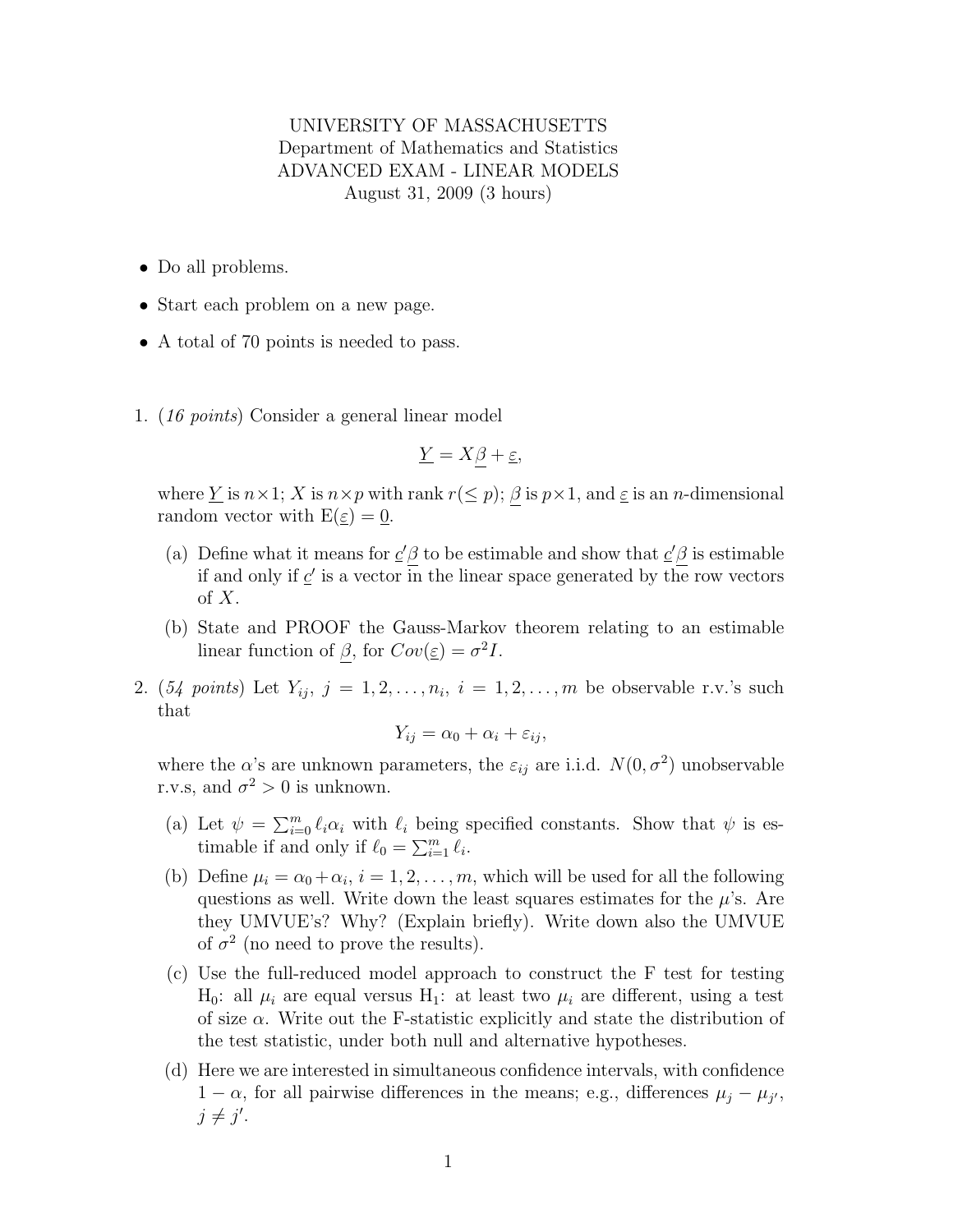UNIVERSITY OF MASSACHUSETTS
Department of Mathematics and Statistics
ADVANCED EXAM - LINEAR MODELS
August 31, 2009 (3 hours)

- Do all problems.
- Start each problem on a new page.
- A total of 70 points is needed to pass.

1. (*16 points*) Consider a general linear model

$$\underline{Y} = X\underline{\beta} + \underline{\varepsilon},$$

where $\underline{Y}$ is $n \times 1$; $X$ is $n \times p$ with rank $r (\leq p)$; $\underline{\beta}$ is $p \times 1$, and $\underline{\varepsilon}$ is an $n$-dimensional random vector with $\mathrm{E}(\underline{\varepsilon}) = \underline{0}$.

   (a) Define what it means for $\underline{c}'\underline{\beta}$ to be estimable and show that $\underline{c}'\underline{\beta}$ is estimable if and only if $\underline{c}'$ is a vector in the linear space generated by the row vectors of $X$.

   (b) State and PROOF the Gauss-Markov theorem relating to an estimable linear function of $\underline{\beta}$, for $Cov(\underline{\varepsilon}) = \sigma^2 I$.

2. (*54 points*) Let $Y_{ij}$, $j = 1, 2, \ldots, n_i$, $i = 1, 2, \ldots, m$ be observable r.v.'s such that

$$Y_{ij} = \alpha_0 + \alpha_i + \varepsilon_{ij},$$

where the $\alpha$'s are unknown parameters, the $\varepsilon_{ij}$ are i.i.d. $N(0, \sigma^2)$ unobservable r.v.s, and $\sigma^2 > 0$ is unknown.

   (a) Let $\psi = \sum_{i=0}^{m} \ell_i \alpha_i$ with $\ell_i$ being specified constants. Show that $\psi$ is estimable if and only if $\ell_0 = \sum_{i=1}^{m} \ell_i$.

   (b) Define $\mu_i = \alpha_0 + \alpha_i$, $i = 1, 2, \ldots, m$, which will be used for all the following questions as well. Write down the least squares estimates for the $\mu$'s. Are they UMVUE's? Why? (Explain briefly). Write down also the UMVUE of $\sigma^2$ (no need to prove the results).

   (c) Use the full-reduced model approach to construct the F test for testing $\mathrm{H}_0$: all $\mu_i$ are equal versus $\mathrm{H}_1$: at least two $\mu_i$ are different, using a test of size $\alpha$. Write out the F-statistic explicitly and state the distribution of the test statistic, under both null and alternative hypotheses.

   (d) Here we are interested in simultaneous confidence intervals, with confidence $1 - \alpha$, for all pairwise differences in the means; e.g., differences $\mu_j - \mu_{j'}$, $j \neq j'$.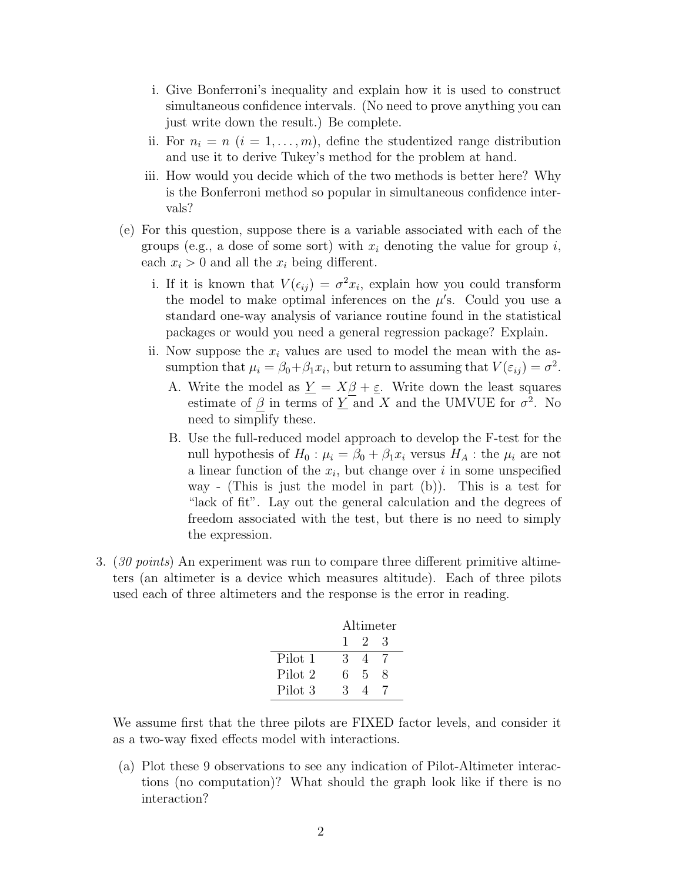i. Give Bonferroni's inequality and explain how it is used to construct simultaneous confidence intervals. (No need to prove anything you can just write down the result.) Be complete.

ii. For $n_i = n$ $(i = 1, \ldots, m)$, define the studentized range distribution and use it to derive Tukey's method for the problem at hand.

iii. How would you decide which of the two methods is better here? Why is the Bonferroni method so popular in simultaneous confidence intervals?

(e) For this question, suppose there is a variable associated with each of the groups (e.g., a dose of some sort) with $x_i$ denoting the value for group $i$, each $x_i > 0$ and all the $x_i$ being different.

i. If it is known that $V(\epsilon_{ij}) = \sigma^2 x_i$, explain how you could transform the model to make optimal inferences on the $\mu'$s. Could you use a standard one-way analysis of variance routine found in the statistical packages or would you need a general regression package? Explain.

ii. Now suppose the $x_i$ values are used to model the mean with the assumption that $\mu_i = \beta_0 + \beta_1 x_i$, but return to assuming that $V(\varepsilon_{ij}) = \sigma^2$.

A. Write the model as $\underline{Y} = X\underline{\beta} + \underline{\varepsilon}$. Write down the least squares estimate of $\underline{\beta}$ in terms of $\underline{Y}$ and $X$ and the UMVUE for $\sigma^2$. No need to simplify these.

B. Use the full-reduced model approach to develop the F-test for the null hypothesis of $H_0 : \mu_i = \beta_0 + \beta_1 x_i$ versus $H_A$ : the $\mu_i$ are not a linear function of the $x_i$, but change over $i$ in some unspecified way - (This is just the model in part (b)). This is a test for "lack of fit". Lay out the general calculation and the degrees of freedom associated with the test, but there is no need to simply the expression.

3. (*30 points*) An experiment was run to compare three different primitive altimeters (an altimeter is a device which measures altitude). Each of three pilots used each of three altimeters and the response is the error in reading.

| | Altimeter | | |
|---|---|---|---|
| | 1 | 2 | 3 |
| Pilot 1 | 3 | 4 | 7 |
| Pilot 2 | 6 | 5 | 8 |
| Pilot 3 | 3 | 4 | 7 |

We assume first that the three pilots are FIXED factor levels, and consider it as a two-way fixed effects model with interactions.

(a) Plot these 9 observations to see any indication of Pilot-Altimeter interactions (no computation)? What should the graph look like if there is no interaction?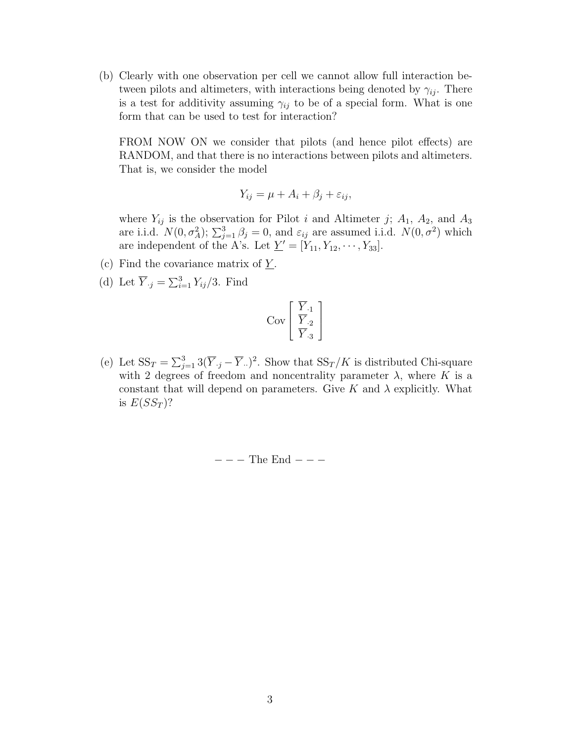(b) Clearly with one observation per cell we cannot allow full interaction between pilots and altimeters, with interactions being denoted by $\gamma_{ij}$. There is a test for additivity assuming $\gamma_{ij}$ to be of a special form. What is one form that can be used to test for interaction?

FROM NOW ON we consider that pilots (and hence pilot effects) are RANDOM, and that there is no interactions between pilots and altimeters. That is, we consider the model

$$Y_{ij} = \mu + A_i + \beta_j + \varepsilon_{ij},$$

where $Y_{ij}$ is the observation for Pilot $i$ and Altimeter $j$; $A_1$, $A_2$, and $A_3$ are i.i.d. $N(0, \sigma_A^2)$; $\sum_{j=1}^{3} \beta_j = 0$, and $\varepsilon_{ij}$ are assumed i.i.d. $N(0, \sigma^2)$ which are independent of the A's. Let $\underline{Y}' = [Y_{11}, Y_{12}, \cdots, Y_{33}]$.

(c) Find the covariance matrix of $\underline{Y}$.

(d) Let $\overline{Y}_{\cdot j} = \sum_{i=1}^{3} Y_{ij}/3$. Find

$$\text{Cov} \begin{bmatrix} \overline{Y}_{\cdot 1} \\ \overline{Y}_{\cdot 2} \\ \overline{Y}_{\cdot 3} \end{bmatrix}$$

(e) Let $\text{SS}_T = \sum_{j=1}^{3} 3(\overline{Y}_{\cdot j} - \overline{Y}_{\cdot\cdot})^2$. Show that $\text{SS}_T/K$ is distributed Chi-square with 2 degrees of freedom and noncentrality parameter $\lambda$, where $K$ is a constant that will depend on parameters. Give $K$ and $\lambda$ explicitly. What is $E(SS_T)$?

− − − The End − − −